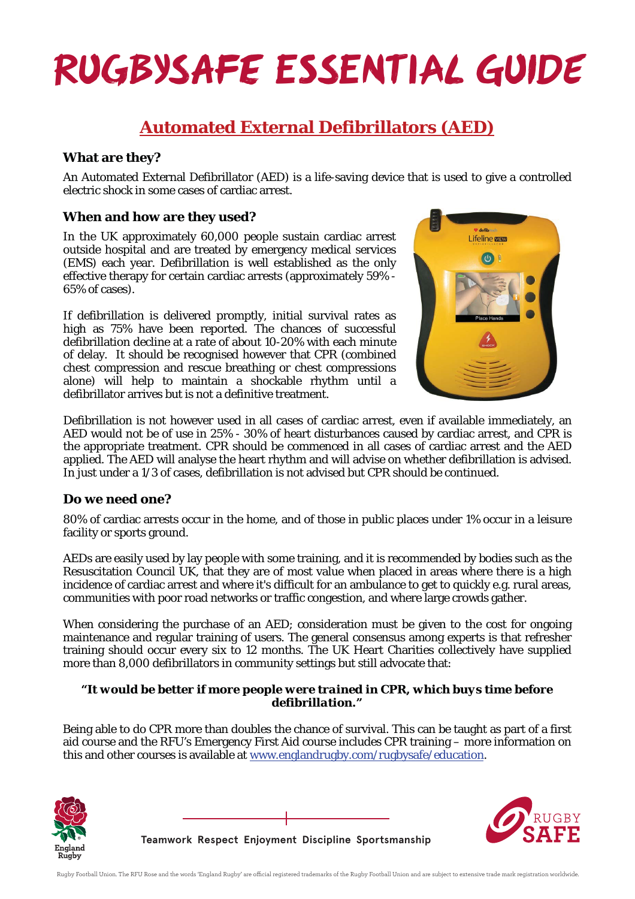# RUGBYSAFE ESSENTIAL GUIDE

## Automated External Defibrillators (AED)

### What are they?

An Automated External Defibrillator (AED) is a life-saving device that is used to give a controlled electric shock in some cases of cardiac arrest.

### When and how are they used?

In the UK approximately 60,000 people sustain cardiac arrest outside hospital and are treated by emergency medical services (EMS) each year. Defibrillation is well established as the only effective therapy for certain cardiac arrests (approximately 59% - 65% of cases).

If defibrillation is delivered promptly, initial survival rates as high as 75% have been reported. The chances of successful defibrillation decline at a rate of about 10-20% with each minute of delay. It should be recognised however that CPR (combined chest compression and rescue breathing or chest compressions alone) will help to maintain a shockable rhythm until a defibrillator arrives but is not a definitive treatment.

Defibrillation is not however used in all cases of cardiac arrest, even if available immediately, an AED would not be of use in 25% - 30% of heart disturbances caused by cardiac arrest, and CPR is the appropriate treatment. CPR should be commenced in all cases of cardiac arrest and the AED applied. The AED will analyse the heart rhythm and will advise on whether defibrillation is advised. In just under a 1/3 of cases, defibrillation is not advised but CPR should be continued.

### Do we need one?

80% of cardiac arrests occur in the home, and of those in public places under 1% occur in a leisure facility or sports ground.

AEDs are easily used by lay people with some training, and it is recommended by bodies such as the Resuscitation Council UK, that they are of most value when placed in areas where there is a high incidence of cardiac arrest and where it's difficult for an ambulance to get to quickly e.g. rural areas, communities with poor road networks or traffic congestion, and where large crowds gather.

When considering the purchase of an AED; consideration must be given to the cost for ongoing maintenance and regular training of users. The general consensus among experts is that refresher training should occur every six to 12 months. The UK Heart Charities collectively have supplied more than 8,000 defibrillators in community settings but still advocate that:

***"It would be better if more people were trained in CPR, which buys time before defibrillation."***

Being able to do CPR more than doubles the chance of survival. This can be taught as part of a first aid course and the RFU's Emergency First Aid course includes CPR training – more information on this and other courses is available at [www.englandrugby.com/rugbysafe/education](www.englandrugby.com/rugbysafe/education).

Teamwork Respect Enjoyment Discipline Sportsmanship

Rugby Football Union. The RFU Rose and the words 'England Rugby' are official registered trademarks of the Rugby Football Union and are subject to extensive trade mark registration worldwide.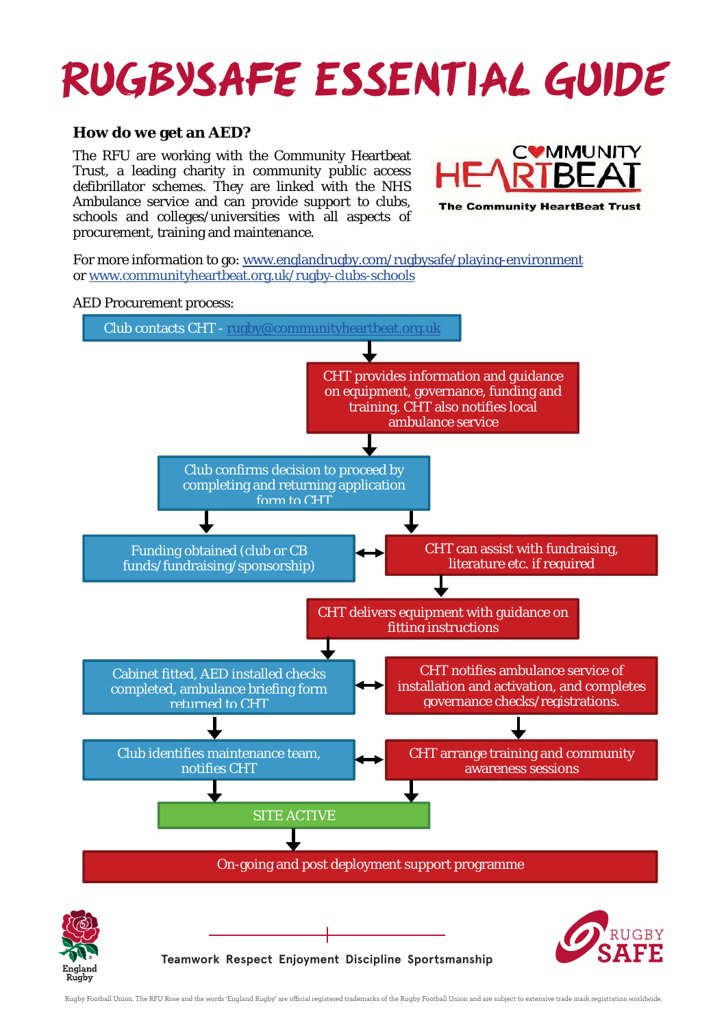# RUGBYSAFE ESSENTIAL GUIDE

### How do we get an AED?

The RFU are working with the Community Heartbeat Trust, a leading charity in community public access defibrillator schemes. They are linked with the NHS Ambulance service and can provide support to clubs, schools and colleges/universities with all aspects of procurement, training and maintenance.

COMMUNITY HEARTBEAT
The Community HeartBeat Trust

For more information to go: www.englandrugby.com/rugbysafe/playing-environment
or www.communityheartbeat.org.uk/rugby-clubs-schools

AED Procurement process:

Club contacts CHT - rugby@communityheartbeat.org.uk

CHT provides information and guidance on equipment, governance, funding and training. CHT also notifies local ambulance service

Club confirms decision to proceed by completing and returning application form to CHT

Funding obtained (club or CB funds/fundraising/sponsorship)

CHT can assist with fundraising, literature etc. if required

CHT delivers equipment with guidance on fitting instructions

Cabinet fitted, AED installed checks completed, ambulance briefing form returned to CHT

CHT notifies ambulance service of installation and activation, and completes governance checks/registrations.

Club identifies maintenance team, notifies CHT

CHT arrange training and community awareness sessions

SITE ACTIVE

On-going and post deployment support programme

England Rugby

Teamwork Respect Enjoyment Discipline Sportsmanship

RUGBY SAFE

Rugby Football Union. The RFU Rose and the words 'England Rugby' are official registered trademarks of the Rugby Football Union and are subject to extensive trade mark registration worldwide.